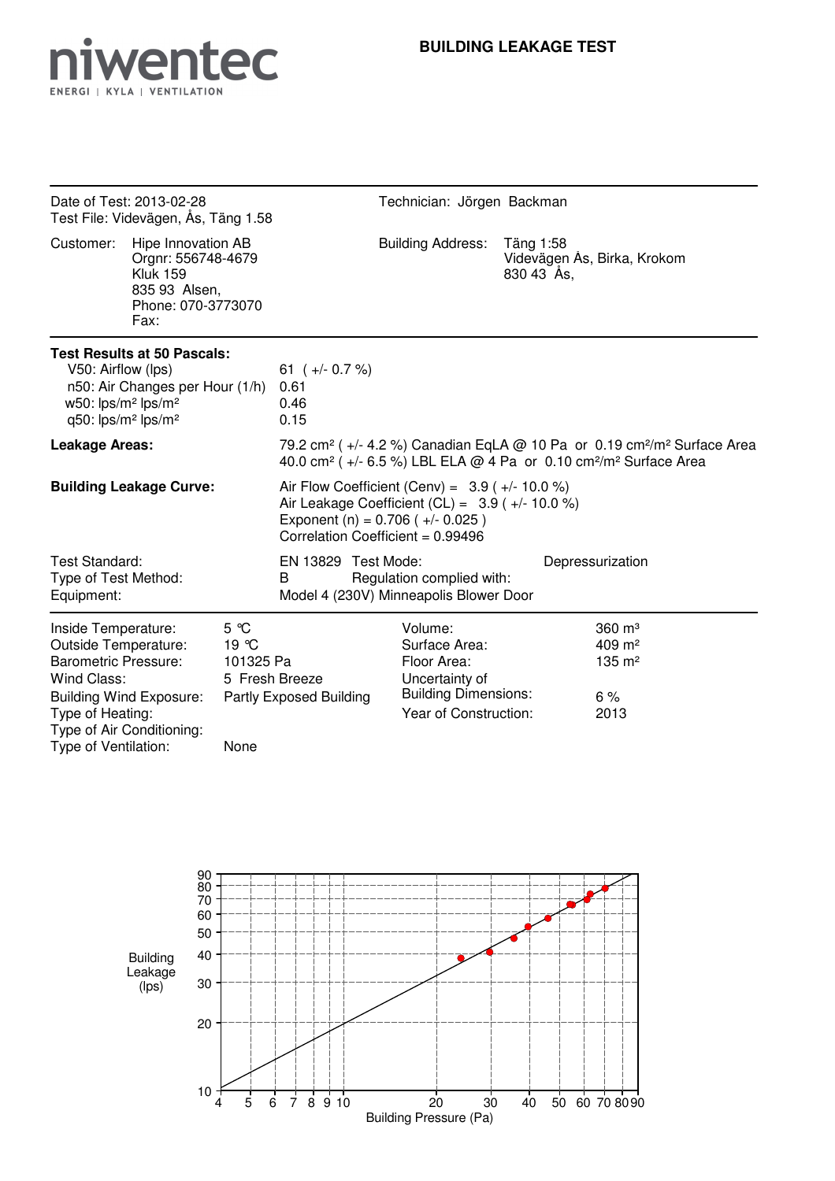niwentec

ENERGI | KYLA | VENTILATION

# BUILDING LEAKAGE TEST

Date of Test: 2013-02-28
Test File: Videvägen, Ås, Täng 1.58

Technician: Jörgen Backman

Customer: Hipe Innovation AB
Orgnr: 556748-4679
Kluk 159
835 93 Alsen,
Phone: 070-3773070
Fax:

Building Address: Täng 1:58
Videvägen Ås, Birka, Krokom
830 43 Ås,

**Test Results at 50 Pascals:**

| | |
|---|---|
| V50: Airflow (lps) | 61 ( +/- 0.7 %) |
| n50: Air Changes per Hour (1/h) | 0.61 |
| w50: lps/m² lps/m² | 0.46 |
| q50: lps/m² lps/m² | 0.15 |

**Leakage Areas:** 79.2 cm² ( +/- 4.2 %) Canadian EqLA @ 10 Pa or 0.19 cm²/m² Surface Area
40.0 cm² ( +/- 6.5 %) LBL ELA @ 4 Pa or 0.10 cm²/m² Surface Area

**Building Leakage Curve:**
Air Flow Coefficient (Cenv) = 3.9 ( +/- 10.0 %)
Air Leakage Coefficient (CL) = 3.9 ( +/- 10.0 %)
Exponent (n) = 0.706 ( +/- 0.025 )
Correlation Coefficient = 0.99496

Test Standard: EN 13829 Test Mode: Depressurization
Type of Test Method: B Regulation complied with:
Equipment: Model 4 (230V) Minneapolis Blower Door

| | | | |
|---|---|---|---|
| Inside Temperature: | 5 ℃ | Volume: | 360 m³ |
| Outside Temperature: | 19 ℃ | Surface Area: | 409 m² |
| Barometric Pressure: | 101325 Pa | Floor Area: | 135 m² |
| Wind Class: | 5 Fresh Breeze | Uncertainty of Building Dimensions: | 6 % |
| Building Wind Exposure: | Partly Exposed Building | Year of Construction: | 2013 |
| Type of Heating: | | | |
| Type of Air Conditioning: | | | |
| Type of Ventilation: | None | | |

Building Leakage (lps) vs. Building Pressure (Pa)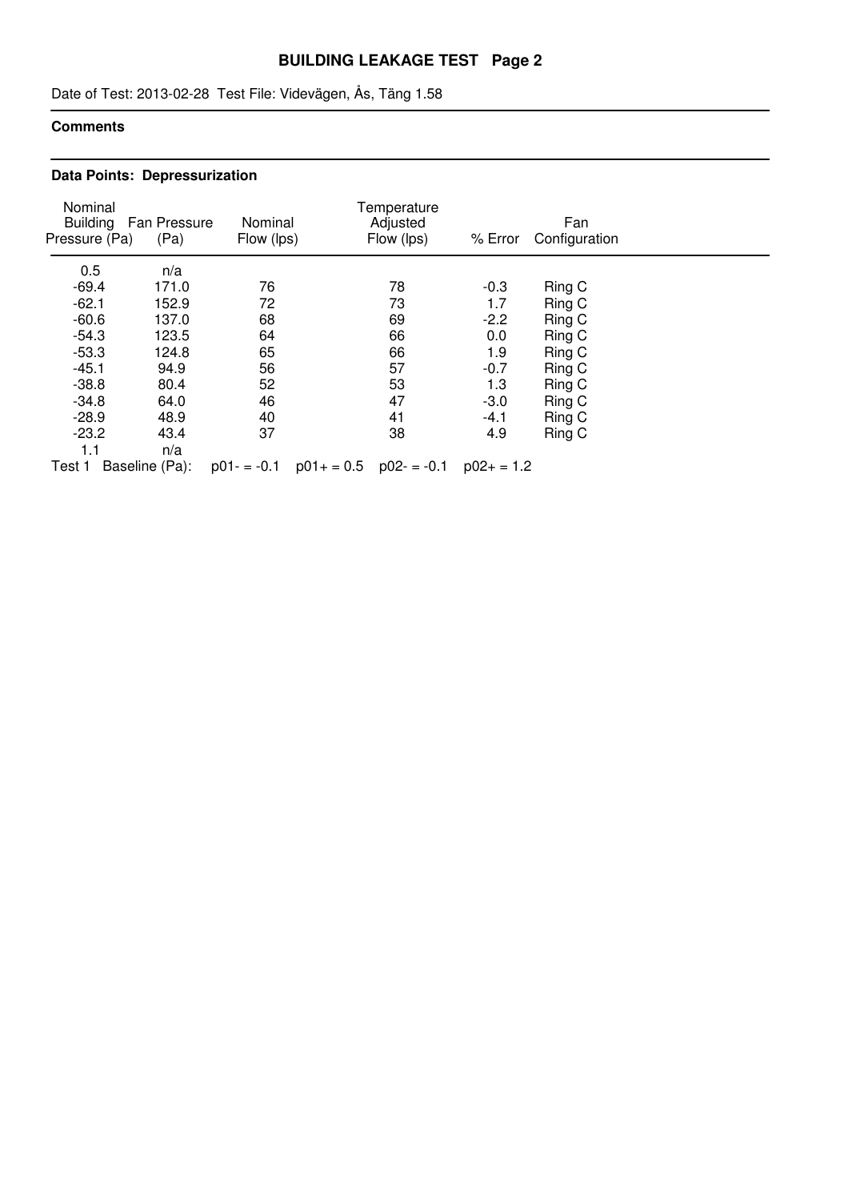## BUILDING LEAKAGE TEST Page 2

Date of Test: 2013-02-28 Test File: Videvägen, Ås, Täng 1.58

**Comments**

**Data Points: Depressurization**

| Nominal Building Pressure (Pa) | Fan Pressure (Pa) | Nominal Flow (lps) | Temperature Adjusted Flow (lps) | % Error | Fan Configuration |
|---|---|---|---|---|---|
| 0.5 | n/a | | | | |
| -69.4 | 171.0 | 76 | 78 | -0.3 | Ring C |
| -62.1 | 152.9 | 72 | 73 | 1.7 | Ring C |
| -60.6 | 137.0 | 68 | 69 | -2.2 | Ring C |
| -54.3 | 123.5 | 64 | 66 | 0.0 | Ring C |
| -53.3 | 124.8 | 65 | 66 | 1.9 | Ring C |
| -45.1 | 94.9 | 56 | 57 | -0.7 | Ring C |
| -38.8 | 80.4 | 52 | 53 | 1.3 | Ring C |
| -34.8 | 64.0 | 46 | 47 | -3.0 | Ring C |
| -28.9 | 48.9 | 40 | 41 | -4.1 | Ring C |
| -23.2 | 43.4 | 37 | 38 | 4.9 | Ring C |
| 1.1 | n/a | | | | |

Test 1 Baseline (Pa): p01- = -0.1 p01+ = 0.5 p02- = -0.1 p02+ = 1.2